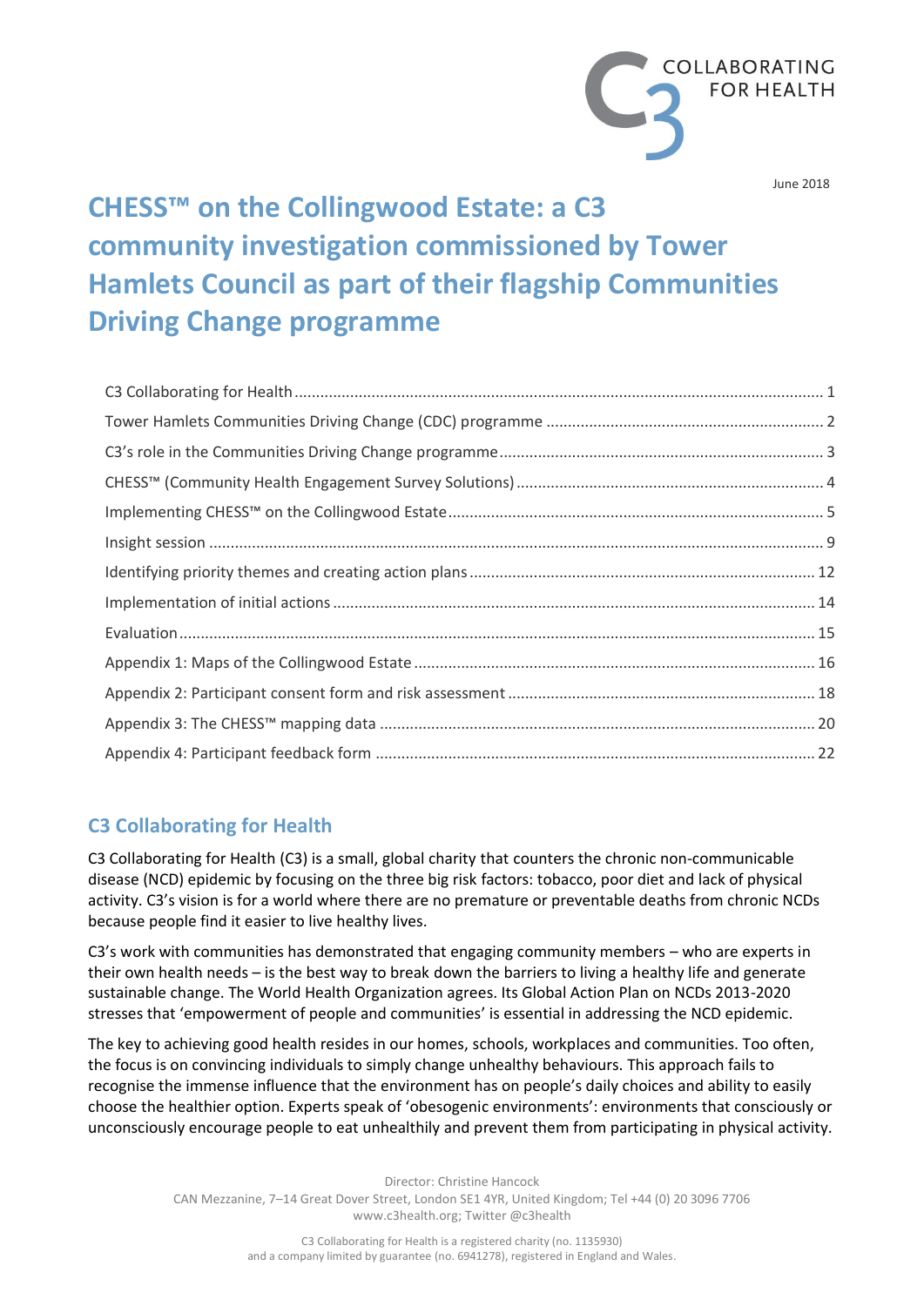COLLABORATING FOR HEALTH

June 2018

# CHESS™ on the Collingwood Estate: a C3 community investigation commissioned by Tower Hamlets Council as part of their flagship Communities Driving Change programme

C3 Collaborating for Health ........ 1
Tower Hamlets Communities Driving Change (CDC) programme ........ 2
C3's role in the Communities Driving Change programme ........ 3
CHESS™ (Community Health Engagement Survey Solutions) ........ 4
Implementing CHESS™ on the Collingwood Estate ........ 5
Insight session ........ 9
Identifying priority themes and creating action plans ........ 12
Implementation of initial actions ........ 14
Evaluation ........ 15
Appendix 1: Maps of the Collingwood Estate ........ 16
Appendix 2: Participant consent form and risk assessment ........ 18
Appendix 3: The CHESS™ mapping data ........ 20
Appendix 4: Participant feedback form ........ 22

## C3 Collaborating for Health

C3 Collaborating for Health (C3) is a small, global charity that counters the chronic non-communicable disease (NCD) epidemic by focusing on the three big risk factors: tobacco, poor diet and lack of physical activity. C3's vision is for a world where there are no premature or preventable deaths from chronic NCDs because people find it easier to live healthy lives.

C3's work with communities has demonstrated that engaging community members – who are experts in their own health needs – is the best way to break down the barriers to living a healthy life and generate sustainable change. The World Health Organization agrees. Its Global Action Plan on NCDs 2013-2020 stresses that 'empowerment of people and communities' is essential in addressing the NCD epidemic.

The key to achieving good health resides in our homes, schools, workplaces and communities. Too often, the focus is on convincing individuals to simply change unhealthy behaviours. This approach fails to recognise the immense influence that the environment has on people's daily choices and ability to easily choose the healthier option. Experts speak of 'obesogenic environments': environments that consciously or unconsciously encourage people to eat unhealthily and prevent them from participating in physical activity.

Director: Christine Hancock
CAN Mezzanine, 7–14 Great Dover Street, London SE1 4YR, United Kingdom; Tel +44 (0) 20 3096 7706
www.c3health.org; Twitter @c3health

C3 Collaborating for Health is a registered charity (no. 1135930)
and a company limited by guarantee (no. 6941278), registered in England and Wales.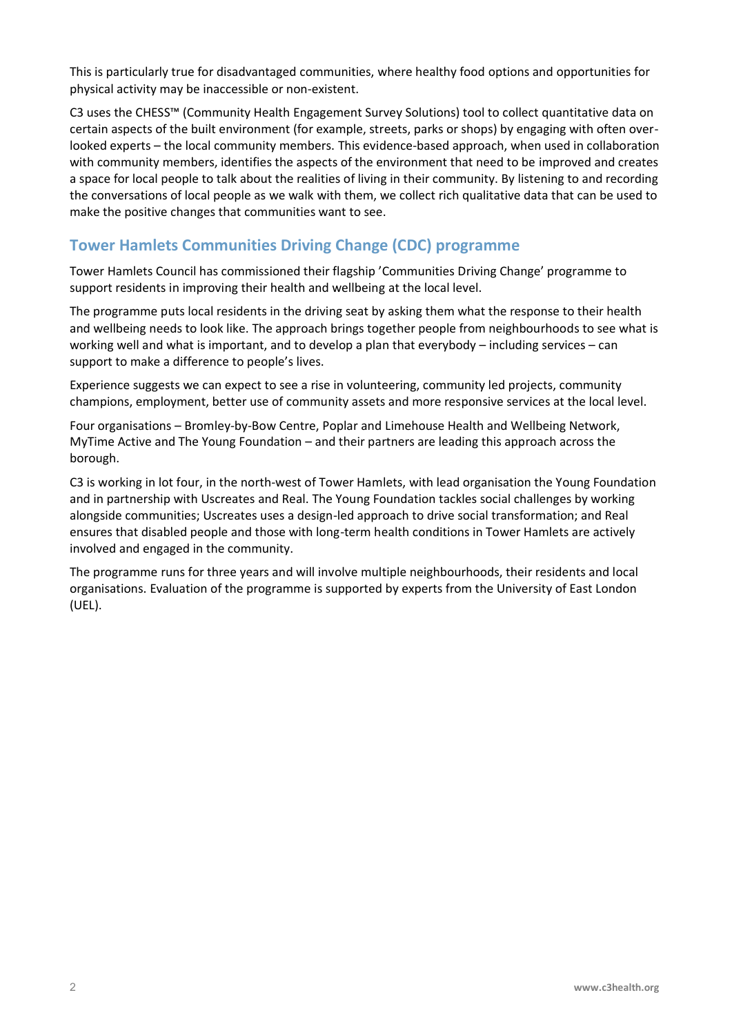This is particularly true for disadvantaged communities, where healthy food options and opportunities for physical activity may be inaccessible or non-existent.

C3 uses the CHESS™ (Community Health Engagement Survey Solutions) tool to collect quantitative data on certain aspects of the built environment (for example, streets, parks or shops) by engaging with often over-looked experts – the local community members. This evidence-based approach, when used in collaboration with community members, identifies the aspects of the environment that need to be improved and creates a space for local people to talk about the realities of living in their community. By listening to and recording the conversations of local people as we walk with them, we collect rich qualitative data that can be used to make the positive changes that communities want to see.

## Tower Hamlets Communities Driving Change (CDC) programme

Tower Hamlets Council has commissioned their flagship 'Communities Driving Change' programme to support residents in improving their health and wellbeing at the local level.

The programme puts local residents in the driving seat by asking them what the response to their health and wellbeing needs to look like. The approach brings together people from neighbourhoods to see what is working well and what is important, and to develop a plan that everybody – including services – can support to make a difference to people's lives.

Experience suggests we can expect to see a rise in volunteering, community led projects, community champions, employment, better use of community assets and more responsive services at the local level.

Four organisations – Bromley-by-Bow Centre, Poplar and Limehouse Health and Wellbeing Network, MyTime Active and The Young Foundation – and their partners are leading this approach across the borough.

C3 is working in lot four, in the north-west of Tower Hamlets, with lead organisation the Young Foundation and in partnership with Uscreates and Real. The Young Foundation tackles social challenges by working alongside communities; Uscreates uses a design-led approach to drive social transformation; and Real ensures that disabled people and those with long-term health conditions in Tower Hamlets are actively involved and engaged in the community.

The programme runs for three years and will involve multiple neighbourhoods, their residents and local organisations. Evaluation of the programme is supported by experts from the University of East London (UEL).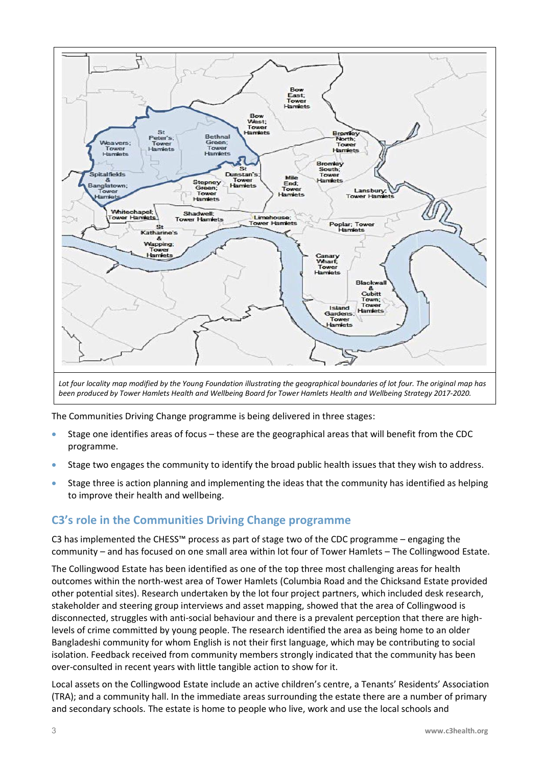*Lot four locality map modified by the Young Foundation illustrating the geographical boundaries of lot four. The original map has been produced by Tower Hamlets Health and Wellbeing Board for Tower Hamlets Health and Wellbeing Strategy 2017-2020.*

The Communities Driving Change programme is being delivered in three stages:

- Stage one identifies areas of focus – these are the geographical areas that will benefit from the CDC programme.
- Stage two engages the community to identify the broad public health issues that they wish to address.
- Stage three is action planning and implementing the ideas that the community has identified as helping to improve their health and wellbeing.

## C3's role in the Communities Driving Change programme

C3 has implemented the CHESS™ process as part of stage two of the CDC programme – engaging the community – and has focused on one small area within lot four of Tower Hamlets – The Collingwood Estate.

The Collingwood Estate has been identified as one of the top three most challenging areas for health outcomes within the north-west area of Tower Hamlets (Columbia Road and the Chicksand Estate provided other potential sites). Research undertaken by the lot four project partners, which included desk research, stakeholder and steering group interviews and asset mapping, showed that the area of Collingwood is disconnected, struggles with anti-social behaviour and there is a prevalent perception that there are high-levels of crime committed by young people. The research identified the area as being home to an older Bangladeshi community for whom English is not their first language, which may be contributing to social isolation. Feedback received from community members strongly indicated that the community has been over-consulted in recent years with little tangible action to show for it.

Local assets on the Collingwood Estate include an active children's centre, a Tenants' Residents' Association (TRA); and a community hall. In the immediate areas surrounding the estate there are a number of primary and secondary schools. The estate is home to people who live, work and use the local schools and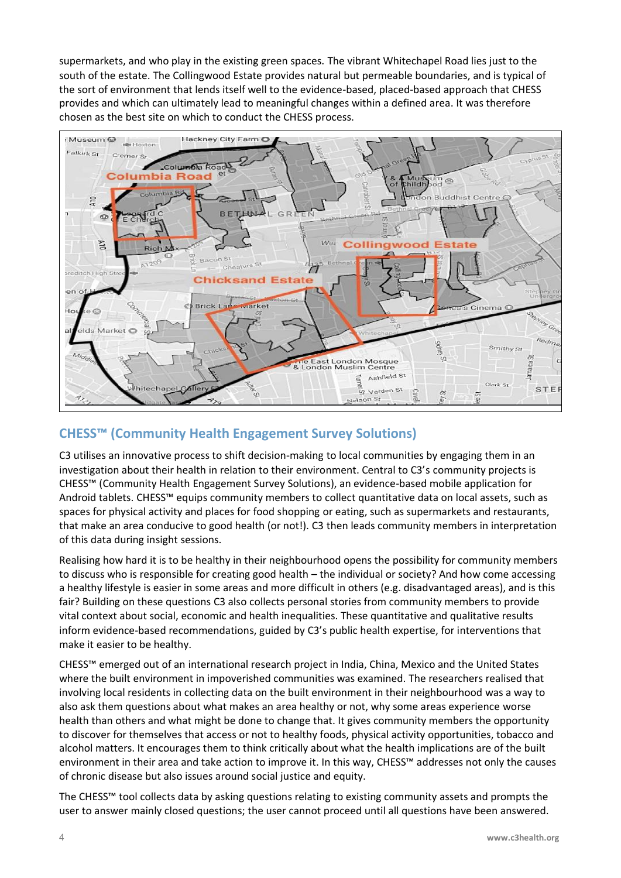supermarkets, and who play in the existing green spaces. The vibrant Whitechapel Road lies just to the south of the estate. The Collingwood Estate provides natural but permeable boundaries, and is typical of the sort of environment that lends itself well to the evidence-based, placed-based approach that CHESS provides and which can ultimately lead to meaningful changes within a defined area. It was therefore chosen as the best site on which to conduct the CHESS process.

## CHESS™ (Community Health Engagement Survey Solutions)

C3 utilises an innovative process to shift decision-making to local communities by engaging them in an investigation about their health in relation to their environment. Central to C3's community projects is CHESS™ (Community Health Engagement Survey Solutions), an evidence-based mobile application for Android tablets. CHESS™ equips community members to collect quantitative data on local assets, such as spaces for physical activity and places for food shopping or eating, such as supermarkets and restaurants, that make an area conducive to good health (or not!). C3 then leads community members in interpretation of this data during insight sessions.

Realising how hard it is to be healthy in their neighbourhood opens the possibility for community members to discuss who is responsible for creating good health – the individual or society? And how come accessing a healthy lifestyle is easier in some areas and more difficult in others (e.g. disadvantaged areas), and is this fair? Building on these questions C3 also collects personal stories from community members to provide vital context about social, economic and health inequalities. These quantitative and qualitative results inform evidence-based recommendations, guided by C3's public health expertise, for interventions that make it easier to be healthy.

CHESS™ emerged out of an international research project in India, China, Mexico and the United States where the built environment in impoverished communities was examined. The researchers realised that involving local residents in collecting data on the built environment in their neighbourhood was a way to also ask them questions about what makes an area healthy or not, why some areas experience worse health than others and what might be done to change that. It gives community members the opportunity to discover for themselves that access or not to healthy foods, physical activity opportunities, tobacco and alcohol matters. It encourages them to think critically about what the health implications are of the built environment in their area and take action to improve it. In this way, CHESS™ addresses not only the causes of chronic disease but also issues around social justice and equity.

The CHESS™ tool collects data by asking questions relating to existing community assets and prompts the user to answer mainly closed questions; the user cannot proceed until all questions have been answered.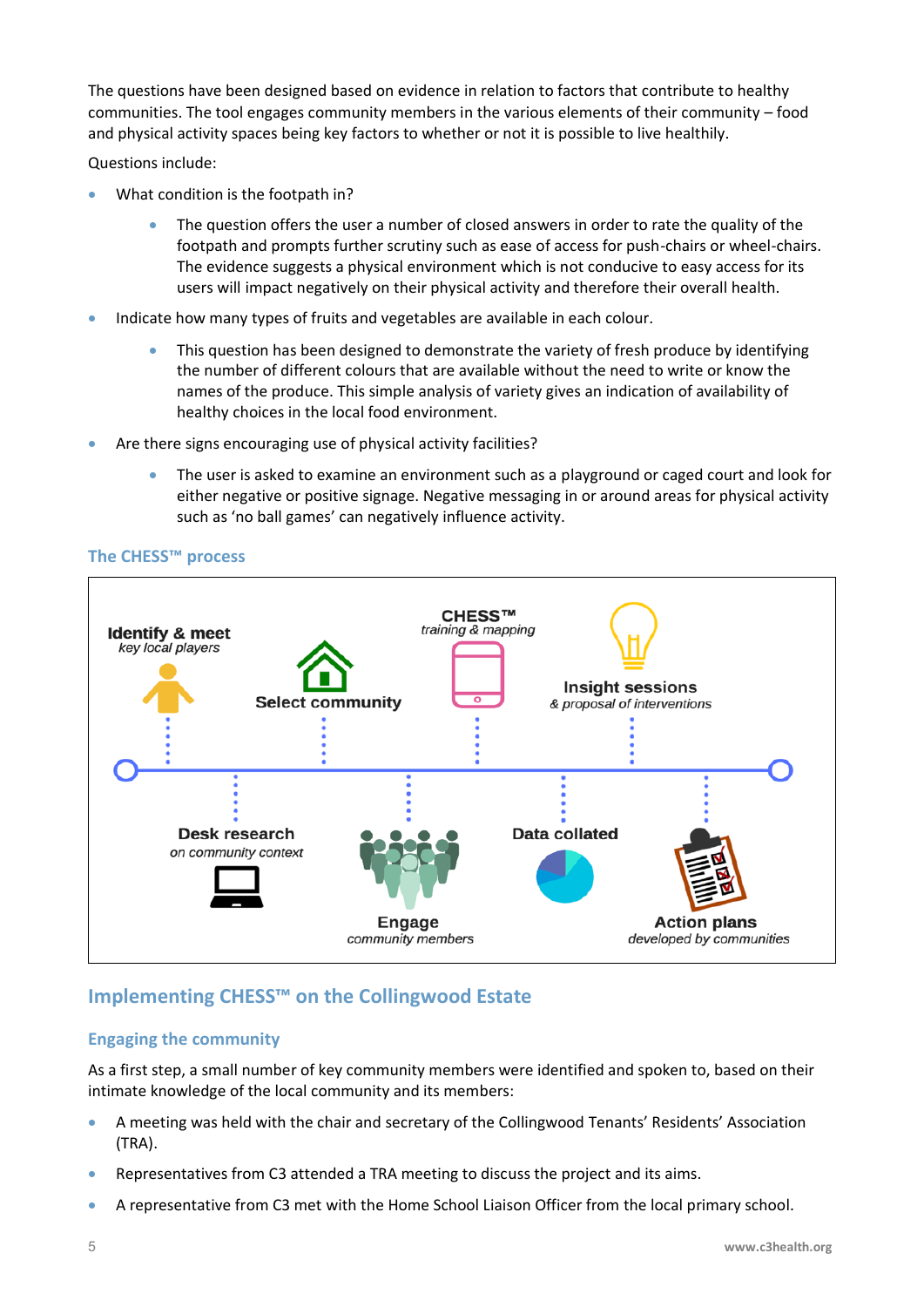The questions have been designed based on evidence in relation to factors that contribute to healthy communities. The tool engages community members in the various elements of their community – food and physical activity spaces being key factors to whether or not it is possible to live healthily.

Questions include:

- What condition is the footpath in?
  - The question offers the user a number of closed answers in order to rate the quality of the footpath and prompts further scrutiny such as ease of access for push-chairs or wheel-chairs. The evidence suggests a physical environment which is not conducive to easy access for its users will impact negatively on their physical activity and therefore their overall health.
- Indicate how many types of fruits and vegetables are available in each colour.
  - This question has been designed to demonstrate the variety of fresh produce by identifying the number of different colours that are available without the need to write or know the names of the produce. This simple analysis of variety gives an indication of availability of healthy choices in the local food environment.
- Are there signs encouraging use of physical activity facilities?
  - The user is asked to examine an environment such as a playground or caged court and look for either negative or positive signage. Negative messaging in or around areas for physical activity such as 'no ball games' can negatively influence activity.

### The CHESS™ process

**Identify & meet** *key local players*

**Desk research** *on community context*

**Select community**

**Engage** *community members*

**CHESS™** *training & mapping*

**Data collated**

**Insight sessions** *& proposal of interventions*

**Action plans** *developed by communities*

## Implementing CHESS™ on the Collingwood Estate

### Engaging the community

As a first step, a small number of key community members were identified and spoken to, based on their intimate knowledge of the local community and its members:

- A meeting was held with the chair and secretary of the Collingwood Tenants' Residents' Association (TRA).
- Representatives from C3 attended a TRA meeting to discuss the project and its aims.
- A representative from C3 met with the Home School Liaison Officer from the local primary school.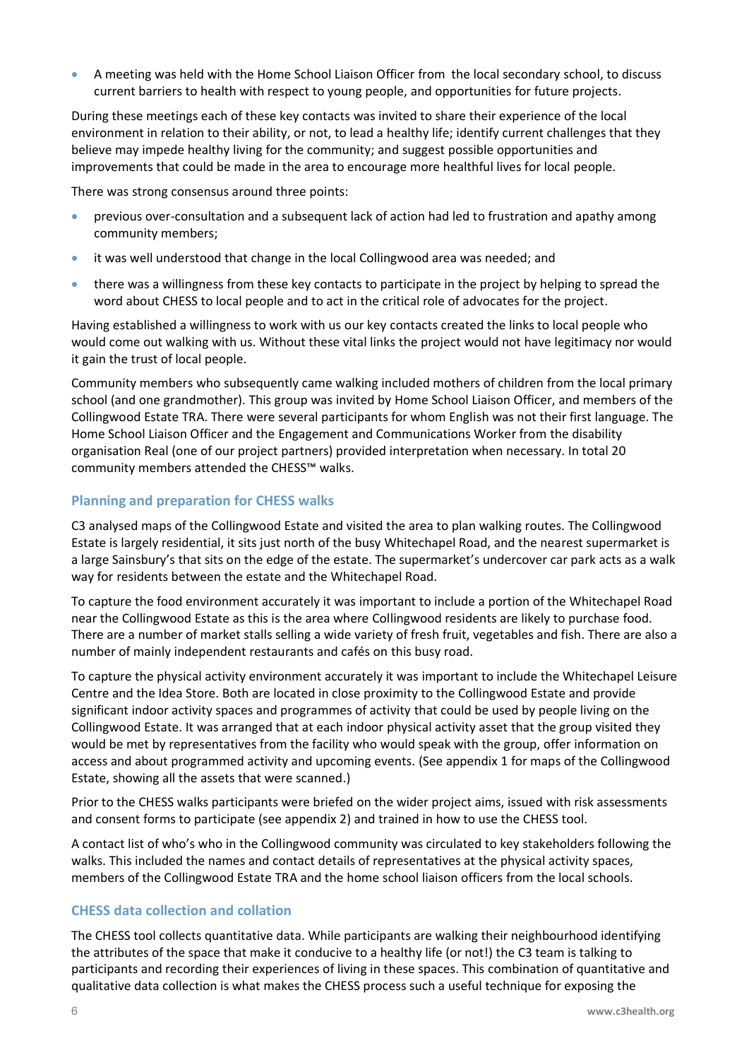- A meeting was held with the Home School Liaison Officer from the local secondary school, to discuss current barriers to health with respect to young people, and opportunities for future projects.

During these meetings each of these key contacts was invited to share their experience of the local environment in relation to their ability, or not, to lead a healthy life; identify current challenges that they believe may impede healthy living for the community; and suggest possible opportunities and improvements that could be made in the area to encourage more healthful lives for local people.

There was strong consensus around three points:

- previous over-consultation and a subsequent lack of action had led to frustration and apathy among community members;
- it was well understood that change in the local Collingwood area was needed; and
- there was a willingness from these key contacts to participate in the project by helping to spread the word about CHESS to local people and to act in the critical role of advocates for the project.

Having established a willingness to work with us our key contacts created the links to local people who would come out walking with us. Without these vital links the project would not have legitimacy nor would it gain the trust of local people.

Community members who subsequently came walking included mothers of children from the local primary school (and one grandmother). This group was invited by Home School Liaison Officer, and members of the Collingwood Estate TRA. There were several participants for whom English was not their first language. The Home School Liaison Officer and the Engagement and Communications Worker from the disability organisation Real (one of our project partners) provided interpretation when necessary. In total 20 community members attended the CHESS™ walks.

### Planning and preparation for CHESS walks

C3 analysed maps of the Collingwood Estate and visited the area to plan walking routes. The Collingwood Estate is largely residential, it sits just north of the busy Whitechapel Road, and the nearest supermarket is a large Sainsbury's that sits on the edge of the estate. The supermarket's undercover car park acts as a walk way for residents between the estate and the Whitechapel Road.

To capture the food environment accurately it was important to include a portion of the Whitechapel Road near the Collingwood Estate as this is the area where Collingwood residents are likely to purchase food. There are a number of market stalls selling a wide variety of fresh fruit, vegetables and fish. There are also a number of mainly independent restaurants and cafés on this busy road.

To capture the physical activity environment accurately it was important to include the Whitechapel Leisure Centre and the Idea Store. Both are located in close proximity to the Collingwood Estate and provide significant indoor activity spaces and programmes of activity that could be used by people living on the Collingwood Estate. It was arranged that at each indoor physical activity asset that the group visited they would be met by representatives from the facility who would speak with the group, offer information on access and about programmed activity and upcoming events. (See appendix 1 for maps of the Collingwood Estate, showing all the assets that were scanned.)

Prior to the CHESS walks participants were briefed on the wider project aims, issued with risk assessments and consent forms to participate (see appendix 2) and trained in how to use the CHESS tool.

A contact list of who's who in the Collingwood community was circulated to key stakeholders following the walks. This included the names and contact details of representatives at the physical activity spaces, members of the Collingwood Estate TRA and the home school liaison officers from the local schools.

### CHESS data collection and collation

The CHESS tool collects quantitative data. While participants are walking their neighbourhood identifying the attributes of the space that make it conducive to a healthy life (or not!) the C3 team is talking to participants and recording their experiences of living in these spaces. This combination of quantitative and qualitative data collection is what makes the CHESS process such a useful technique for exposing the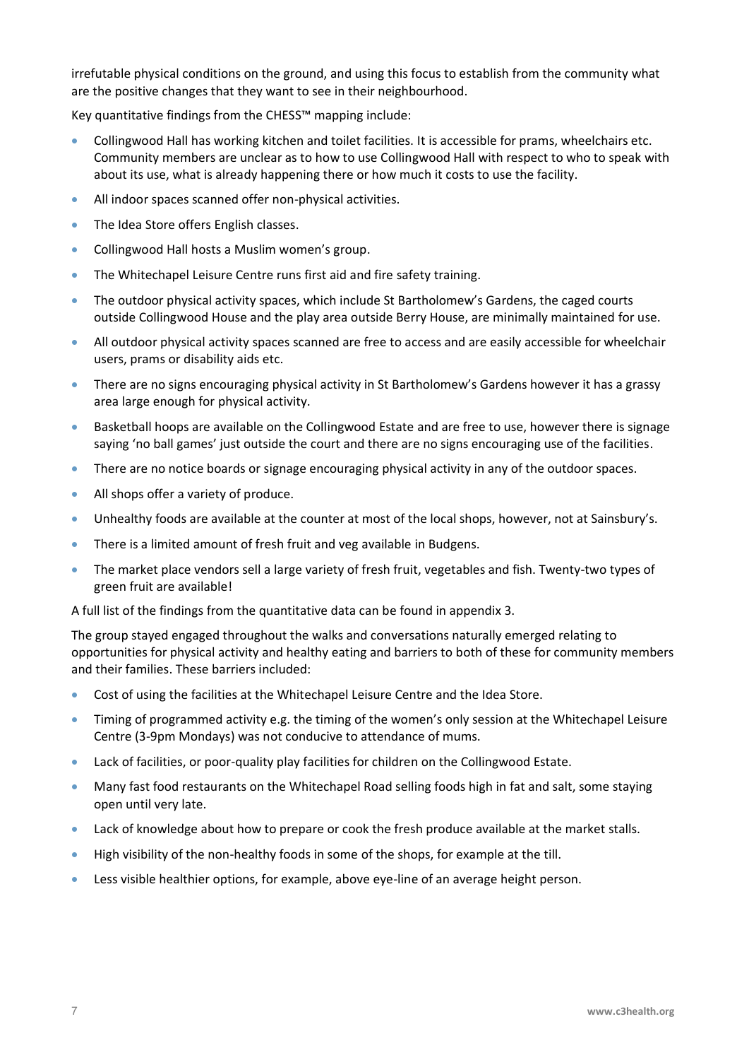irrefutable physical conditions on the ground, and using this focus to establish from the community what are the positive changes that they want to see in their neighbourhood.

Key quantitative findings from the CHESS™ mapping include:

- Collingwood Hall has working kitchen and toilet facilities. It is accessible for prams, wheelchairs etc. Community members are unclear as to how to use Collingwood Hall with respect to who to speak with about its use, what is already happening there or how much it costs to use the facility.
- All indoor spaces scanned offer non-physical activities.
- The Idea Store offers English classes.
- Collingwood Hall hosts a Muslim women's group.
- The Whitechapel Leisure Centre runs first aid and fire safety training.
- The outdoor physical activity spaces, which include St Bartholomew's Gardens, the caged courts outside Collingwood House and the play area outside Berry House, are minimally maintained for use.
- All outdoor physical activity spaces scanned are free to access and are easily accessible for wheelchair users, prams or disability aids etc.
- There are no signs encouraging physical activity in St Bartholomew's Gardens however it has a grassy area large enough for physical activity.
- Basketball hoops are available on the Collingwood Estate and are free to use, however there is signage saying 'no ball games' just outside the court and there are no signs encouraging use of the facilities.
- There are no notice boards or signage encouraging physical activity in any of the outdoor spaces.
- All shops offer a variety of produce.
- Unhealthy foods are available at the counter at most of the local shops, however, not at Sainsbury's.
- There is a limited amount of fresh fruit and veg available in Budgens.
- The market place vendors sell a large variety of fresh fruit, vegetables and fish. Twenty-two types of green fruit are available!

A full list of the findings from the quantitative data can be found in appendix 3.

The group stayed engaged throughout the walks and conversations naturally emerged relating to opportunities for physical activity and healthy eating and barriers to both of these for community members and their families. These barriers included:

- Cost of using the facilities at the Whitechapel Leisure Centre and the Idea Store.
- Timing of programmed activity e.g. the timing of the women's only session at the Whitechapel Leisure Centre (3-9pm Mondays) was not conducive to attendance of mums.
- Lack of facilities, or poor-quality play facilities for children on the Collingwood Estate.
- Many fast food restaurants on the Whitechapel Road selling foods high in fat and salt, some staying open until very late.
- Lack of knowledge about how to prepare or cook the fresh produce available at the market stalls.
- High visibility of the non-healthy foods in some of the shops, for example at the till.
- Less visible healthier options, for example, above eye-line of an average height person.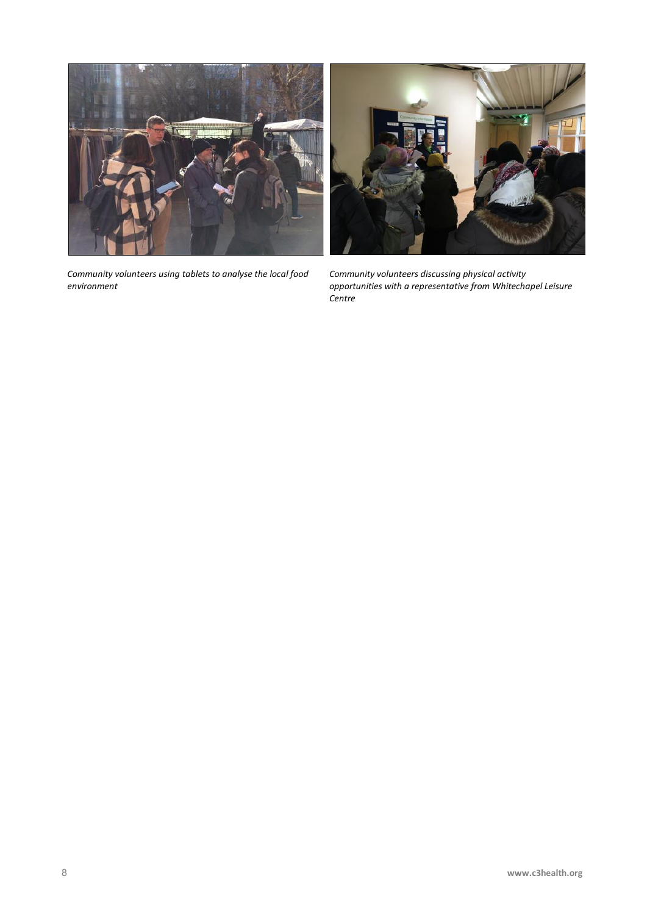*Community volunteers using tablets to analyse the local food environment*

*Community volunteers discussing physical activity opportunities with a representative from Whitechapel Leisure Centre*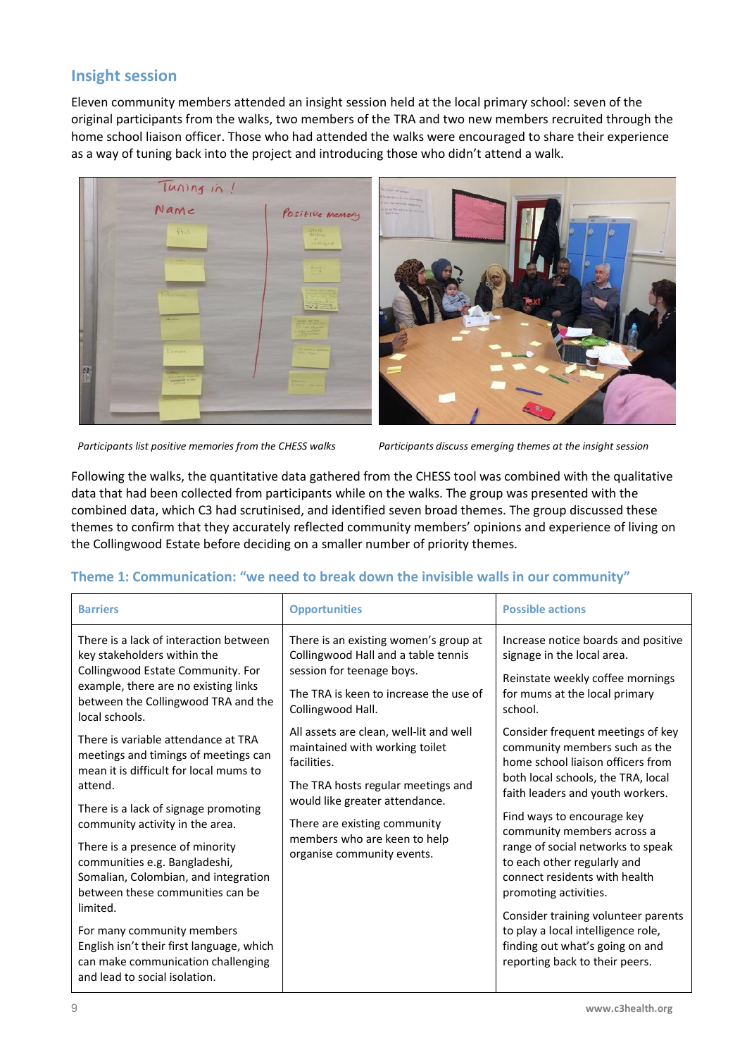## Insight session

Eleven community members attended an insight session held at the local primary school: seven of the original participants from the walks, two members of the TRA and two new members recruited through the home school liaison officer. Those who had attended the walks were encouraged to share their experience as a way of tuning back into the project and introducing those who didn't attend a walk.

*Participants list positive memories from the CHESS walks*

*Participants discuss emerging themes at the insight session*

Following the walks, the quantitative data gathered from the CHESS tool was combined with the qualitative data that had been collected from participants while on the walks. The group was presented with the combined data, which C3 had scrutinised, and identified seven broad themes. The group discussed these themes to confirm that they accurately reflected community members' opinions and experience of living on the Collingwood Estate before deciding on a smaller number of priority themes.

### Theme 1: Communication: "we need to break down the invisible walls in our community"

| Barriers | Opportunities | Possible actions |
|---|---|---|
| There is a lack of interaction between key stakeholders within the Collingwood Estate Community. For example, there are no existing links between the Collingwood TRA and the local schools.<br><br>There is variable attendance at TRA meetings and timings of meetings can mean it is difficult for local mums to attend.<br><br>There is a lack of signage promoting community activity in the area.<br><br>There is a presence of minority communities e.g. Bangladeshi, Somalian, Colombian, and integration between these communities can be limited.<br><br>For many community members English isn't their first language, which can make communication challenging and lead to social isolation. | There is an existing women's group at Collingwood Hall and a table tennis session for teenage boys.<br><br>The TRA is keen to increase the use of Collingwood Hall.<br><br>All assets are clean, well-lit and well maintained with working toilet facilities.<br><br>The TRA hosts regular meetings and would like greater attendance.<br><br>There are existing community members who are keen to help organise community events. | Increase notice boards and positive signage in the local area.<br><br>Reinstate weekly coffee mornings for mums at the local primary school.<br><br>Consider frequent meetings of key community members such as the home school liaison officers from both local schools, the TRA, local faith leaders and youth workers.<br><br>Find ways to encourage key community members across a range of social networks to speak to each other regularly and connect residents with health promoting activities.<br><br>Consider training volunteer parents to play a local intelligence role, finding out what's going on and reporting back to their peers. |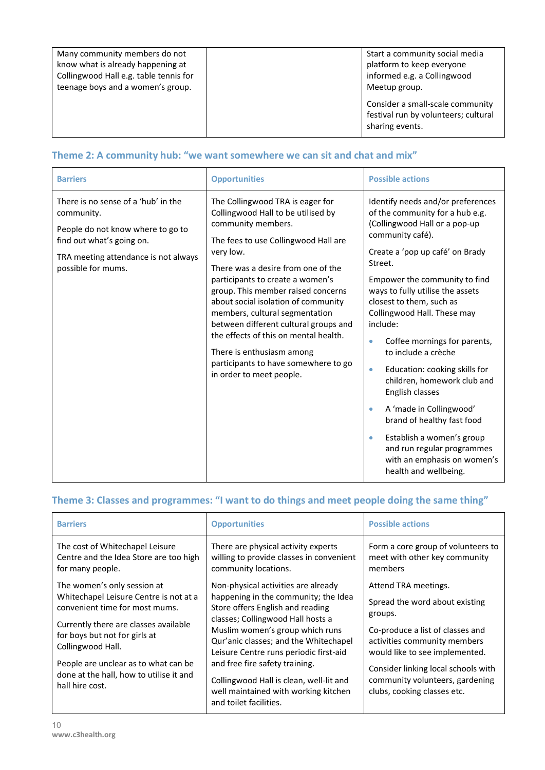| | | |
|---|---|---|
| Many community members do not know what is already happening at Collingwood Hall e.g. table tennis for teenage boys and a women's group. | | Start a community social media platform to keep everyone informed e.g. a Collingwood Meetup group.<br><br>Consider a small-scale community festival run by volunteers; cultural sharing events. |

### Theme 2: A community hub: "we want somewhere we can sit and chat and mix"

| Barriers | Opportunities | Possible actions |
|---|---|---|
| There is no sense of a 'hub' in the community.<br><br>People do not know where to go to find out what's going on.<br><br>TRA meeting attendance is not always possible for mums. | The Collingwood TRA is eager for Collingwood Hall to be utilised by community members.<br><br>The fees to use Collingwood Hall are very low.<br><br>There was a desire from one of the participants to create a women's group. This member raised concerns about social isolation of community members, cultural segmentation between different cultural groups and the effects of this on mental health.<br><br>There is enthusiasm among participants to have somewhere to go in order to meet people. | Identify needs and/or preferences of the community for a hub e.g. (Collingwood Hall or a pop-up community café).<br><br>Create a 'pop up café' on Brady Street.<br><br>Empower the community to find ways to fully utilise the assets closest to them, such as Collingwood Hall. These may include:<br><br>• Coffee mornings for parents, to include a crèche<br>• Education: cooking skills for children, homework club and English classes<br>• A 'made in Collingwood' brand of healthy fast food<br>• Establish a women's group and run regular programmes with an emphasis on women's health and wellbeing. |

### Theme 3: Classes and programmes: "I want to do things and meet people doing the same thing"

| Barriers | Opportunities | Possible actions |
|---|---|---|
| The cost of Whitechapel Leisure Centre and the Idea Store are too high for many people.<br><br>The women's only session at Whitechapel Leisure Centre is not at a convenient time for most mums.<br><br>Currently there are classes available for boys but not for girls at Collingwood Hall.<br><br>People are unclear as to what can be done at the hall, how to utilise it and hall hire cost. | There are physical activity experts willing to provide classes in convenient community locations.<br><br>Non-physical activities are already happening in the community; the Idea Store offers English and reading classes; Collingwood Hall hosts a Muslim women's group which runs Qur'anic classes; and the Whitechapel Leisure Centre runs periodic first-aid and free fire safety training.<br><br>Collingwood Hall is clean, well-lit and well maintained with working kitchen and toilet facilities. | Form a core group of volunteers to meet with other key community members<br><br>Attend TRA meetings.<br><br>Spread the word about existing groups.<br><br>Co-produce a list of classes and activities community members would like to see implemented.<br><br>Consider linking local schools with community volunteers, gardening clubs, cooking classes etc. |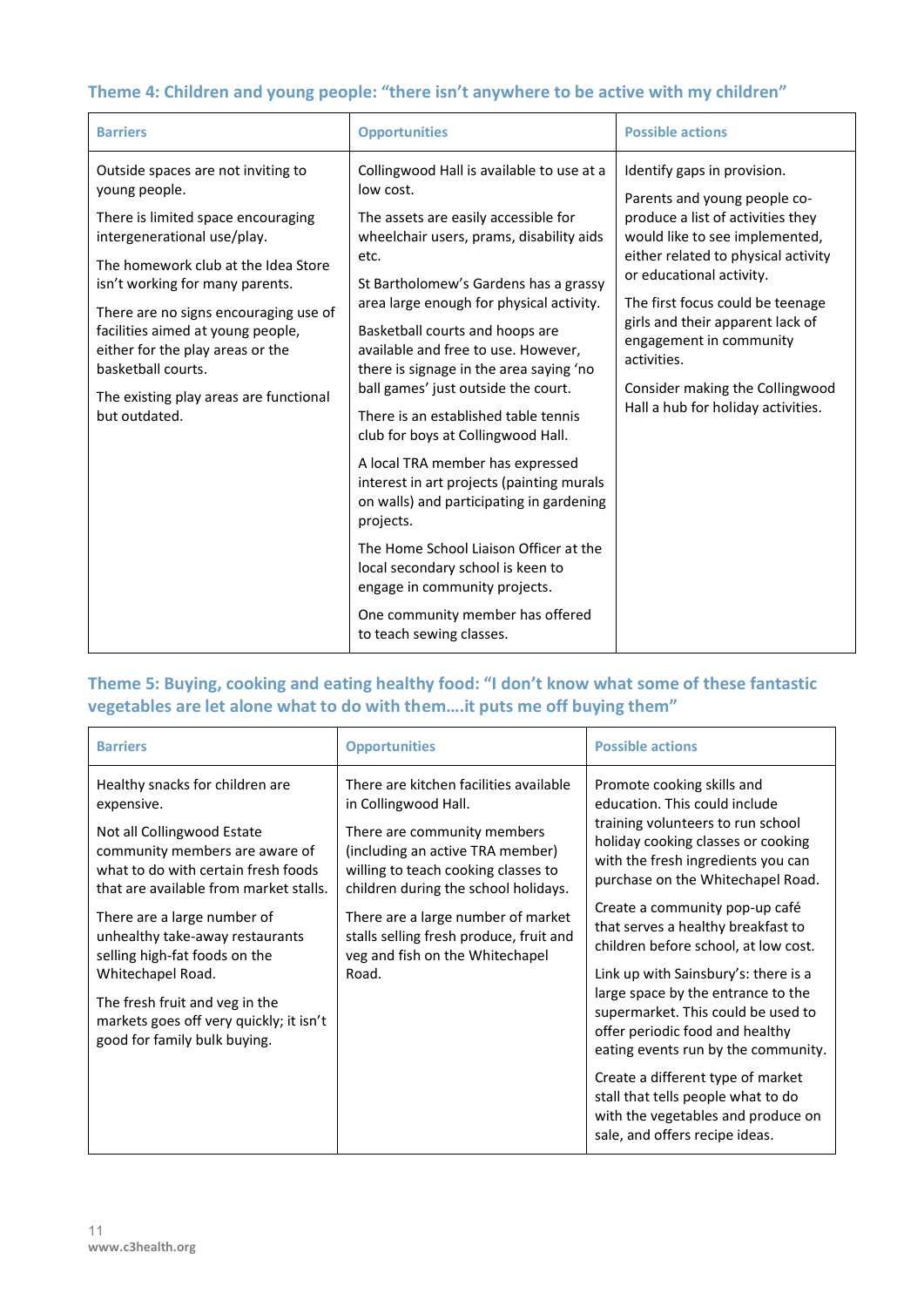### Theme 4: Children and young people: "there isn't anywhere to be active with my children"

| Barriers | Opportunities | Possible actions |
|---|---|---|
| Outside spaces are not inviting to young people.<br><br>There is limited space encouraging intergenerational use/play.<br><br>The homework club at the Idea Store isn't working for many parents.<br><br>There are no signs encouraging use of facilities aimed at young people, either for the play areas or the basketball courts.<br><br>The existing play areas are functional but outdated. | Collingwood Hall is available to use at a low cost.<br><br>The assets are easily accessible for wheelchair users, prams, disability aids etc.<br><br>St Bartholomew's Gardens has a grassy area large enough for physical activity.<br><br>Basketball courts and hoops are available and free to use. However, there is signage in the area saying 'no ball games' just outside the court.<br><br>There is an established table tennis club for boys at Collingwood Hall.<br><br>A local TRA member has expressed interest in art projects (painting murals on walls) and participating in gardening projects.<br><br>The Home School Liaison Officer at the local secondary school is keen to engage in community projects.<br><br>One community member has offered to teach sewing classes. | Identify gaps in provision.<br><br>Parents and young people co-produce a list of activities they would like to see implemented, either related to physical activity or educational activity.<br><br>The first focus could be teenage girls and their apparent lack of engagement in community activities.<br><br>Consider making the Collingwood Hall a hub for holiday activities. |

### Theme 5: Buying, cooking and eating healthy food: "I don't know what some of these fantastic vegetables are let alone what to do with them....it puts me off buying them"

| Barriers | Opportunities | Possible actions |
|---|---|---|
| Healthy snacks for children are expensive.<br><br>Not all Collingwood Estate community members are aware of what to do with certain fresh foods that are available from market stalls.<br><br>There are a large number of unhealthy take-away restaurants selling high-fat foods on the Whitechapel Road.<br><br>The fresh fruit and veg in the markets goes off very quickly; it isn't good for family bulk buying. | There are kitchen facilities available in Collingwood Hall.<br><br>There are community members (including an active TRA member) willing to teach cooking classes to children during the school holidays.<br><br>There are a large number of market stalls selling fresh produce, fruit and veg and fish on the Whitechapel Road. | Promote cooking skills and education. This could include training volunteers to run school holiday cooking classes or cooking with the fresh ingredients you can purchase on the Whitechapel Road.<br><br>Create a community pop-up café that serves a healthy breakfast to children before school, at low cost.<br><br>Link up with Sainsbury's: there is a large space by the entrance to the supermarket. This could be used to offer periodic food and healthy eating events run by the community.<br><br>Create a different type of market stall that tells people what to do with the vegetables and produce on sale, and offers recipe ideas. |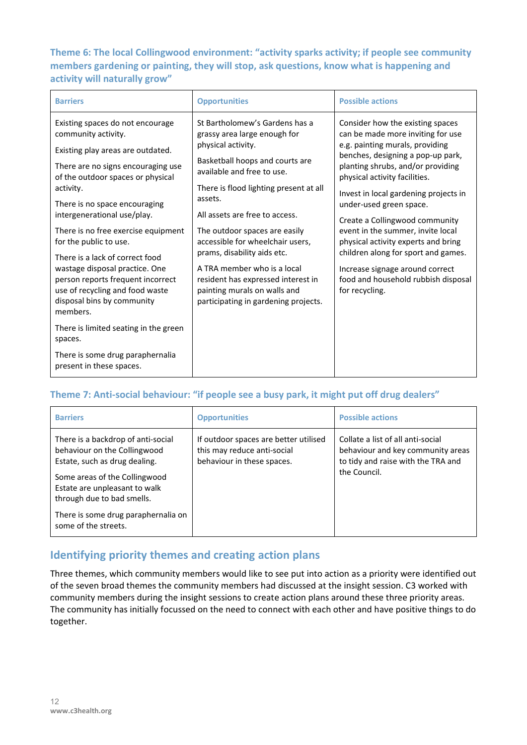### Theme 6: The local Collingwood environment: "activity sparks activity; if people see community members gardening or painting, they will stop, ask questions, know what is happening and activity will naturally grow"

| Barriers | Opportunities | Possible actions |
|---|---|---|
| Existing spaces do not encourage community activity.<br><br>Existing play areas are outdated.<br><br>There are no signs encouraging use of the outdoor spaces or physical activity.<br><br>There is no space encouraging intergenerational use/play.<br><br>There is no free exercise equipment for the public to use.<br><br>There is a lack of correct food wastage disposal practice. One person reports frequent incorrect use of recycling and food waste disposal bins by community members.<br><br>There is limited seating in the green spaces.<br><br>There is some drug paraphernalia present in these spaces. | St Bartholomew's Gardens has a grassy area large enough for physical activity.<br><br>Basketball hoops and courts are available and free to use.<br><br>There is flood lighting present at all assets.<br><br>All assets are free to access.<br><br>The outdoor spaces are easily accessible for wheelchair users, prams, disability aids etc.<br><br>A TRA member who is a local resident has expressed interest in painting murals on walls and participating in gardening projects. | Consider how the existing spaces can be made more inviting for use e.g. painting murals, providing benches, designing a pop-up park, planting shrubs, and/or providing physical activity facilities.<br><br>Invest in local gardening projects in under-used green space.<br><br>Create a Collingwood community event in the summer, invite local physical activity experts and bring children along for sport and games.<br><br>Increase signage around correct food and household rubbish disposal for recycling. |

### Theme 7: Anti-social behaviour: "if people see a busy park, it might put off drug dealers"

| Barriers | Opportunities | Possible actions |
|---|---|---|
| There is a backdrop of anti-social behaviour on the Collingwood Estate, such as drug dealing.<br><br>Some areas of the Collingwood Estate are unpleasant to walk through due to bad smells.<br><br>There is some drug paraphernalia on some of the streets. | If outdoor spaces are better utilised this may reduce anti-social behaviour in these spaces. | Collate a list of all anti-social behaviour and key community areas to tidy and raise with the TRA and the Council. |

## Identifying priority themes and creating action plans

Three themes, which community members would like to see put into action as a priority were identified out of the seven broad themes the community members had discussed at the insight session. C3 worked with community members during the insight sessions to create action plans around these three priority areas. The community has initially focussed on the need to connect with each other and have positive things to do together.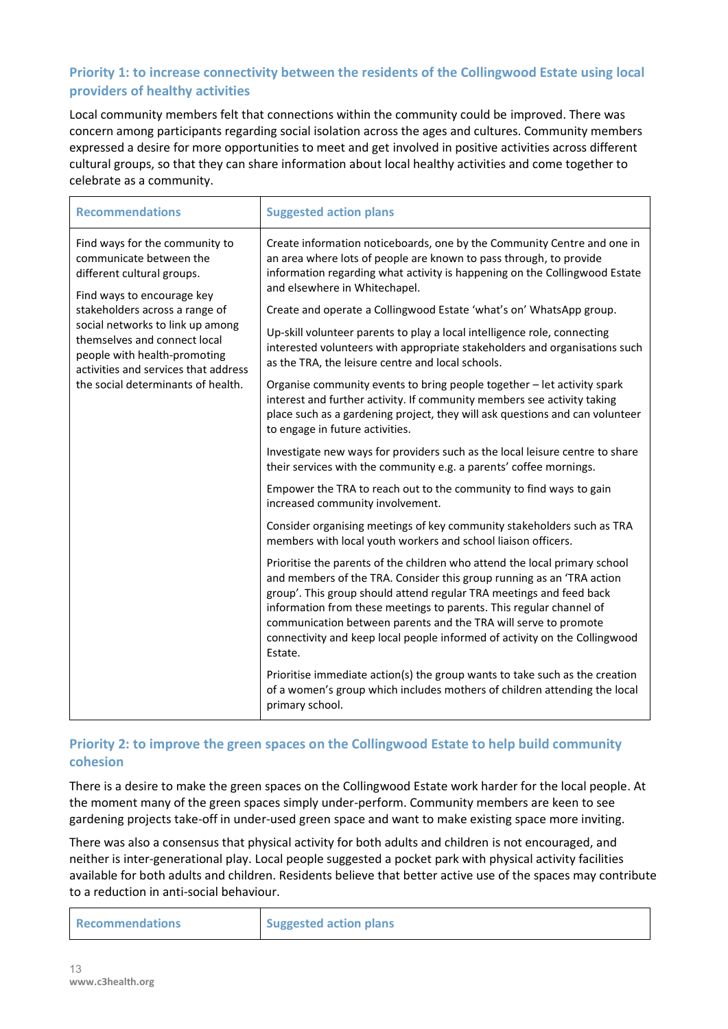### Priority 1: to increase connectivity between the residents of the Collingwood Estate using local providers of healthy activities

Local community members felt that connections within the community could be improved. There was concern among participants regarding social isolation across the ages and cultures. Community members expressed a desire for more opportunities to meet and get involved in positive activities across different cultural groups, so that they can share information about local healthy activities and come together to celebrate as a community.

| Recommendations | Suggested action plans |
|---|---|
| Find ways for the community to communicate between the different cultural groups.<br><br>Find ways to encourage key stakeholders across a range of social networks to link up among themselves and connect local people with health-promoting activities and services that address the social determinants of health. | Create information noticeboards, one by the Community Centre and one in an area where lots of people are known to pass through, to provide information regarding what activity is happening on the Collingwood Estate and elsewhere in Whitechapel.<br><br>Create and operate a Collingwood Estate 'what's on' WhatsApp group.<br><br>Up-skill volunteer parents to play a local intelligence role, connecting interested volunteers with appropriate stakeholders and organisations such as the TRA, the leisure centre and local schools.<br><br>Organise community events to bring people together – let activity spark interest and further activity. If community members see activity taking place such as a gardening project, they will ask questions and can volunteer to engage in future activities.<br><br>Investigate new ways for providers such as the local leisure centre to share their services with the community e.g. a parents' coffee mornings.<br><br>Empower the TRA to reach out to the community to find ways to gain increased community involvement.<br><br>Consider organising meetings of key community stakeholders such as TRA members with local youth workers and school liaison officers.<br><br>Prioritise the parents of the children who attend the local primary school and members of the TRA. Consider this group running as an 'TRA action group'. This group should attend regular TRA meetings and feed back information from these meetings to parents. This regular channel of communication between parents and the TRA will serve to promote connectivity and keep local people informed of activity on the Collingwood Estate.<br><br>Prioritise immediate action(s) the group wants to take such as the creation of a women's group which includes mothers of children attending the local primary school. |

### Priority 2: to improve the green spaces on the Collingwood Estate to help build community cohesion

There is a desire to make the green spaces on the Collingwood Estate work harder for the local people. At the moment many of the green spaces simply under-perform. Community members are keen to see gardening projects take-off in under-used green space and want to make existing space more inviting.

There was also a consensus that physical activity for both adults and children is not encouraged, and neither is inter-generational play. Local people suggested a pocket park with physical activity facilities available for both adults and children. Residents believe that better active use of the spaces may contribute to a reduction in anti-social behaviour.

| Recommendations | Suggested action plans |
|---|---|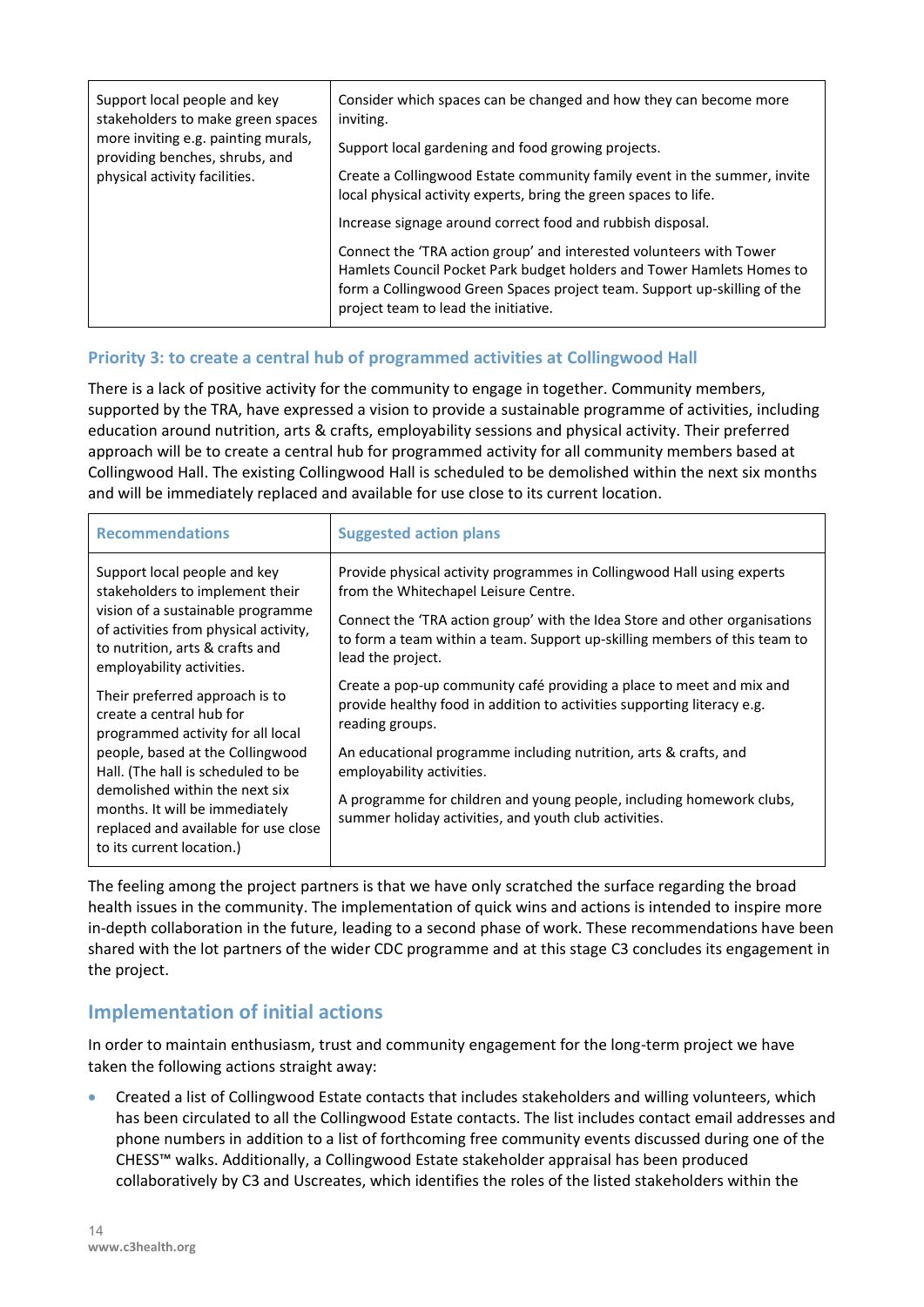| | |
|---|---|
| Support local people and key stakeholders to make green spaces more inviting e.g. painting murals, providing benches, shrubs, and physical activity facilities. | Consider which spaces can be changed and how they can become more inviting.<br><br>Support local gardening and food growing projects.<br><br>Create a Collingwood Estate community family event in the summer, invite local physical activity experts, bring the green spaces to life.<br><br>Increase signage around correct food and rubbish disposal.<br><br>Connect the 'TRA action group' and interested volunteers with Tower Hamlets Council Pocket Park budget holders and Tower Hamlets Homes to form a Collingwood Green Spaces project team. Support up-skilling of the project team to lead the initiative. |

### Priority 3: to create a central hub of programmed activities at Collingwood Hall

There is a lack of positive activity for the community to engage in together. Community members, supported by the TRA, have expressed a vision to provide a sustainable programme of activities, including education around nutrition, arts & crafts, employability sessions and physical activity. Their preferred approach will be to create a central hub for programmed activity for all community members based at Collingwood Hall. The existing Collingwood Hall is scheduled to be demolished within the next six months and will be immediately replaced and available for use close to its current location.

| Recommendations | Suggested action plans |
|---|---|
| Support local people and key stakeholders to implement their vision of a sustainable programme of activities from physical activity, to nutrition, arts & crafts and employability activities.<br><br>Their preferred approach is to create a central hub for programmed activity for all local people, based at the Collingwood Hall. (The hall is scheduled to be demolished within the next six months. It will be immediately replaced and available for use close to its current location.) | Provide physical activity programmes in Collingwood Hall using experts from the Whitechapel Leisure Centre.<br><br>Connect the 'TRA action group' with the Idea Store and other organisations to form a team within a team. Support up-skilling members of this team to lead the project.<br><br>Create a pop-up community café providing a place to meet and mix and provide healthy food in addition to activities supporting literacy e.g. reading groups.<br><br>An educational programme including nutrition, arts & crafts, and employability activities.<br><br>A programme for children and young people, including homework clubs, summer holiday activities, and youth club activities. |

The feeling among the project partners is that we have only scratched the surface regarding the broad health issues in the community. The implementation of quick wins and actions is intended to inspire more in-depth collaboration in the future, leading to a second phase of work. These recommendations have been shared with the lot partners of the wider CDC programme and at this stage C3 concludes its engagement in the project.

## Implementation of initial actions

In order to maintain enthusiasm, trust and community engagement for the long-term project we have taken the following actions straight away:

- Created a list of Collingwood Estate contacts that includes stakeholders and willing volunteers, which has been circulated to all the Collingwood Estate contacts. The list includes contact email addresses and phone numbers in addition to a list of forthcoming free community events discussed during one of the CHESS™ walks. Additionally, a Collingwood Estate stakeholder appraisal has been produced collaboratively by C3 and Uscreates, which identifies the roles of the listed stakeholders within the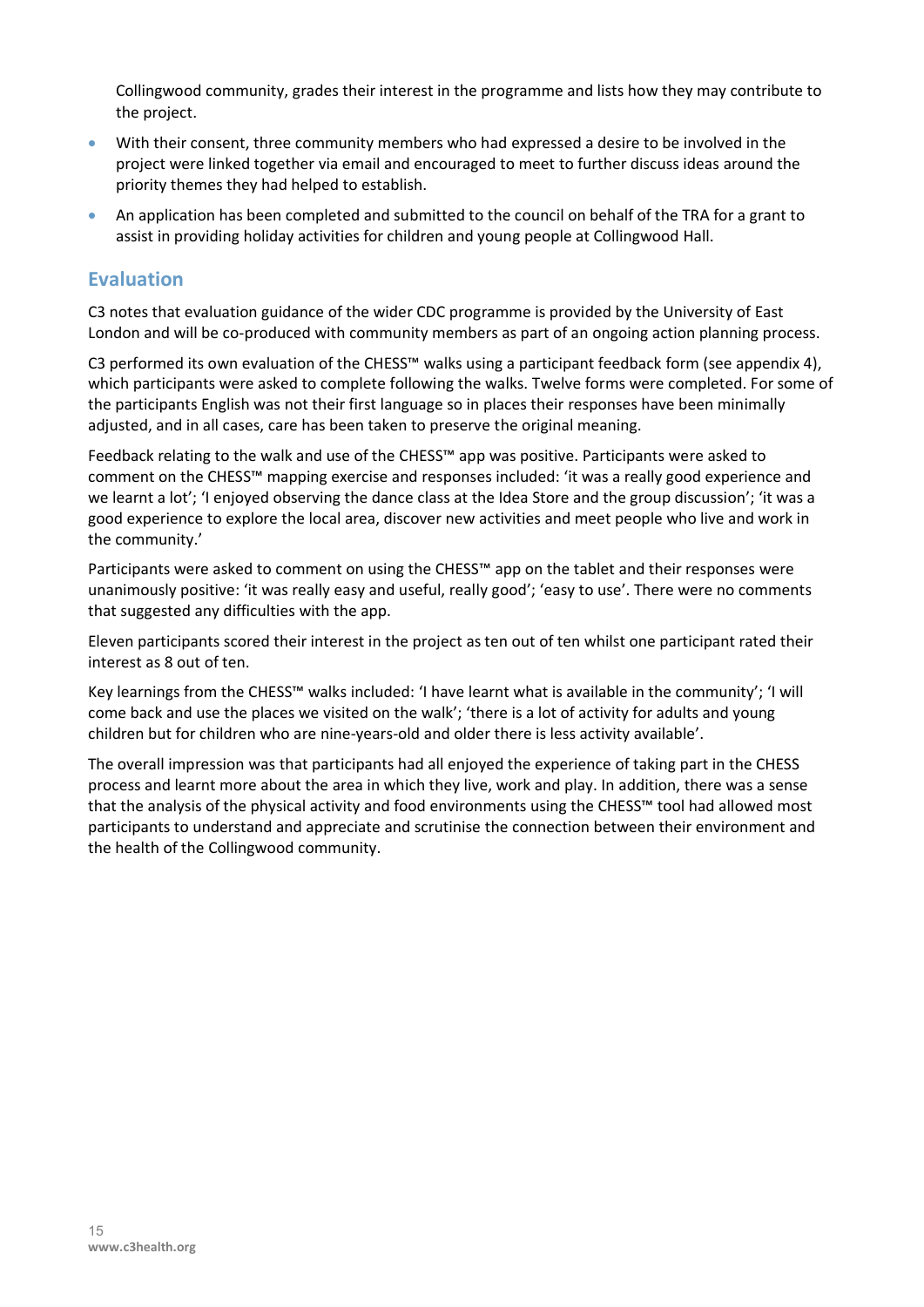Collingwood community, grades their interest in the programme and lists how they may contribute to the project.

- With their consent, three community members who had expressed a desire to be involved in the project were linked together via email and encouraged to meet to further discuss ideas around the priority themes they had helped to establish.
- An application has been completed and submitted to the council on behalf of the TRA for a grant to assist in providing holiday activities for children and young people at Collingwood Hall.

## Evaluation

C3 notes that evaluation guidance of the wider CDC programme is provided by the University of East London and will be co-produced with community members as part of an ongoing action planning process.

C3 performed its own evaluation of the CHESS™ walks using a participant feedback form (see appendix 4), which participants were asked to complete following the walks. Twelve forms were completed. For some of the participants English was not their first language so in places their responses have been minimally adjusted, and in all cases, care has been taken to preserve the original meaning.

Feedback relating to the walk and use of the CHESS™ app was positive. Participants were asked to comment on the CHESS™ mapping exercise and responses included: 'it was a really good experience and we learnt a lot'; 'I enjoyed observing the dance class at the Idea Store and the group discussion'; 'it was a good experience to explore the local area, discover new activities and meet people who live and work in the community.'

Participants were asked to comment on using the CHESS™ app on the tablet and their responses were unanimously positive: 'it was really easy and useful, really good'; 'easy to use'. There were no comments that suggested any difficulties with the app.

Eleven participants scored their interest in the project as ten out of ten whilst one participant rated their interest as 8 out of ten.

Key learnings from the CHESS™ walks included: 'I have learnt what is available in the community'; 'I will come back and use the places we visited on the walk'; 'there is a lot of activity for adults and young children but for children who are nine-years-old and older there is less activity available'.

The overall impression was that participants had all enjoyed the experience of taking part in the CHESS process and learnt more about the area in which they live, work and play. In addition, there was a sense that the analysis of the physical activity and food environments using the CHESS™ tool had allowed most participants to understand and appreciate and scrutinise the connection between their environment and the health of the Collingwood community.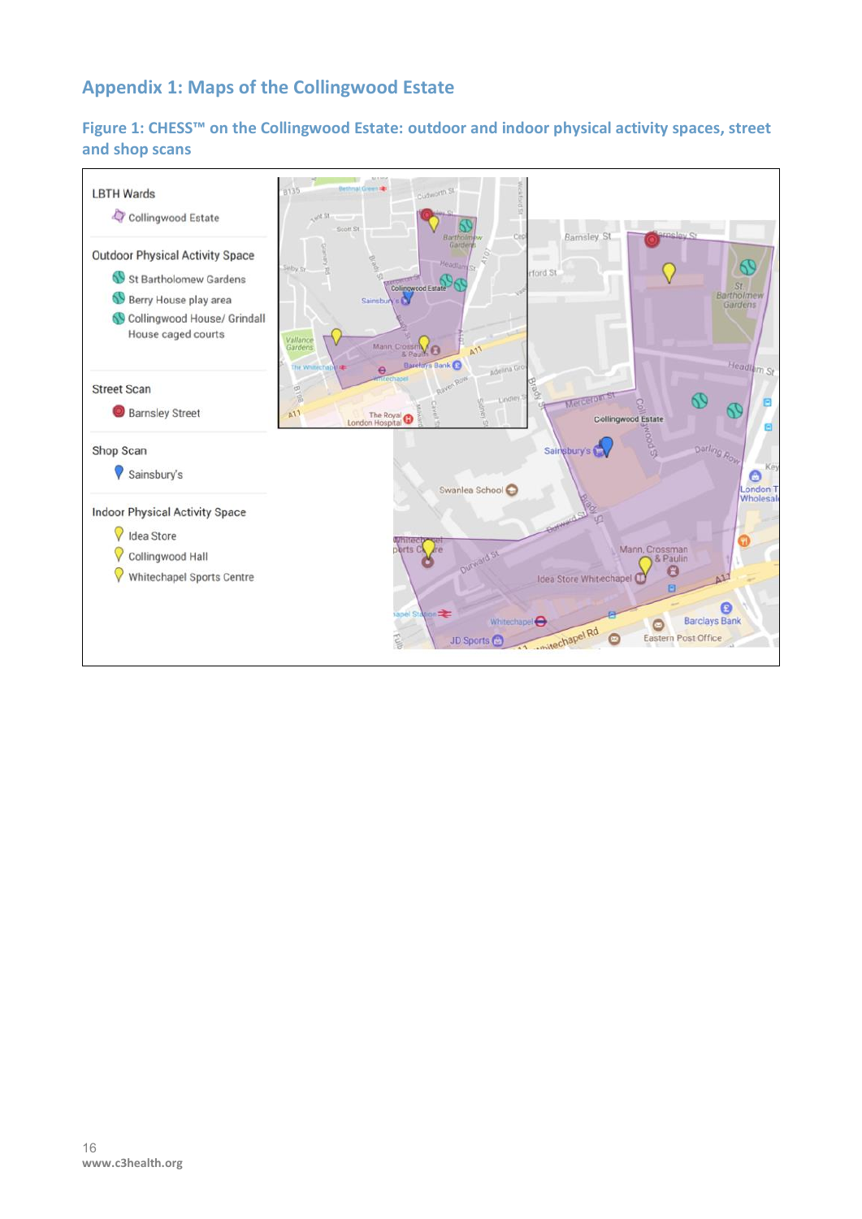## Appendix 1: Maps of the Collingwood Estate

### Figure 1: CHESS™ on the Collingwood Estate: outdoor and indoor physical activity spaces, street and shop scans

LBTH Wards
- Collingwood Estate

Outdoor Physical Activity Space
- St Bartholomew Gardens
- Berry House play area
- Collingwood House/ Grindall House caged courts

Street Scan
- Barnsley Street

Shop Scan
- Sainsbury's

Indoor Physical Activity Space
- Idea Store
- Collingwood Hall
- Whitechapel Sports Centre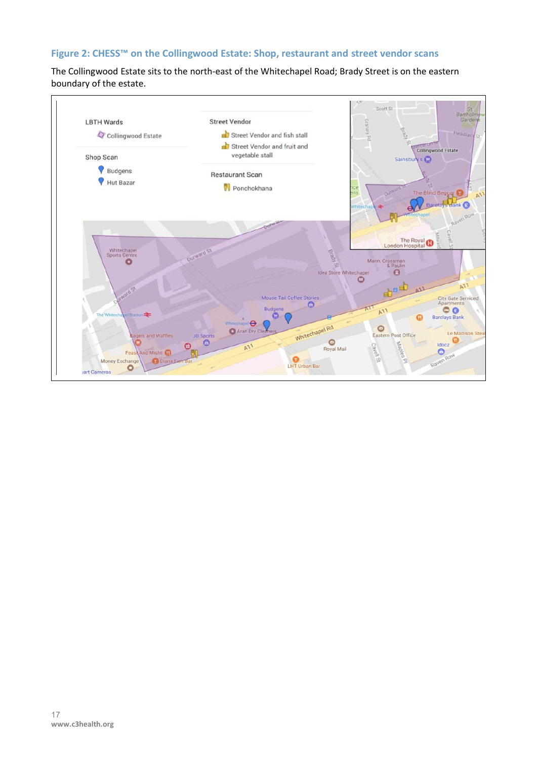### Figure 2: CHESS™ on the Collingwood Estate: Shop, restaurant and street vendor scans

The Collingwood Estate sits to the north-east of the Whitechapel Road; Brady Street is on the eastern boundary of the estate.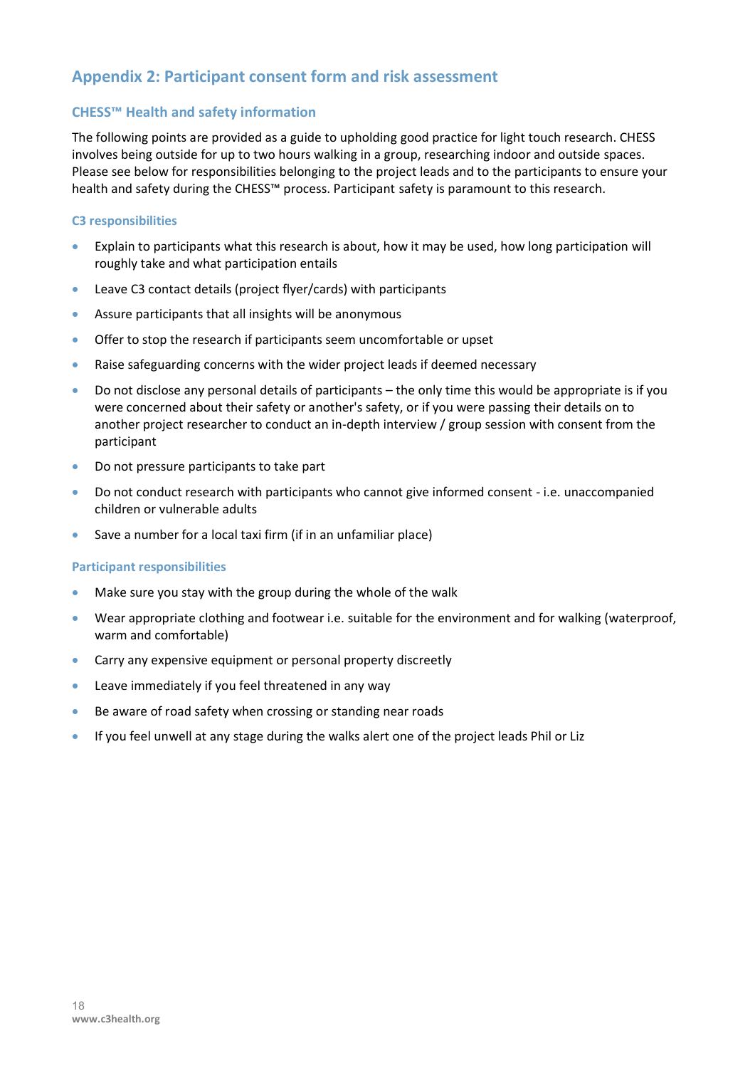## Appendix 2: Participant consent form and risk assessment

### CHESS™ Health and safety information

The following points are provided as a guide to upholding good practice for light touch research. CHESS involves being outside for up to two hours walking in a group, researching indoor and outside spaces. Please see below for responsibilities belonging to the project leads and to the participants to ensure your health and safety during the CHESS™ process. Participant safety is paramount to this research.

#### C3 responsibilities

- Explain to participants what this research is about, how it may be used, how long participation will roughly take and what participation entails
- Leave C3 contact details (project flyer/cards) with participants
- Assure participants that all insights will be anonymous
- Offer to stop the research if participants seem uncomfortable or upset
- Raise safeguarding concerns with the wider project leads if deemed necessary
- Do not disclose any personal details of participants – the only time this would be appropriate is if you were concerned about their safety or another's safety, or if you were passing their details on to another project researcher to conduct an in-depth interview / group session with consent from the participant
- Do not pressure participants to take part
- Do not conduct research with participants who cannot give informed consent - i.e. unaccompanied children or vulnerable adults
- Save a number for a local taxi firm (if in an unfamiliar place)

#### Participant responsibilities

- Make sure you stay with the group during the whole of the walk
- Wear appropriate clothing and footwear i.e. suitable for the environment and for walking (waterproof, warm and comfortable)
- Carry any expensive equipment or personal property discreetly
- Leave immediately if you feel threatened in any way
- Be aware of road safety when crossing or standing near roads
- If you feel unwell at any stage during the walks alert one of the project leads Phil or Liz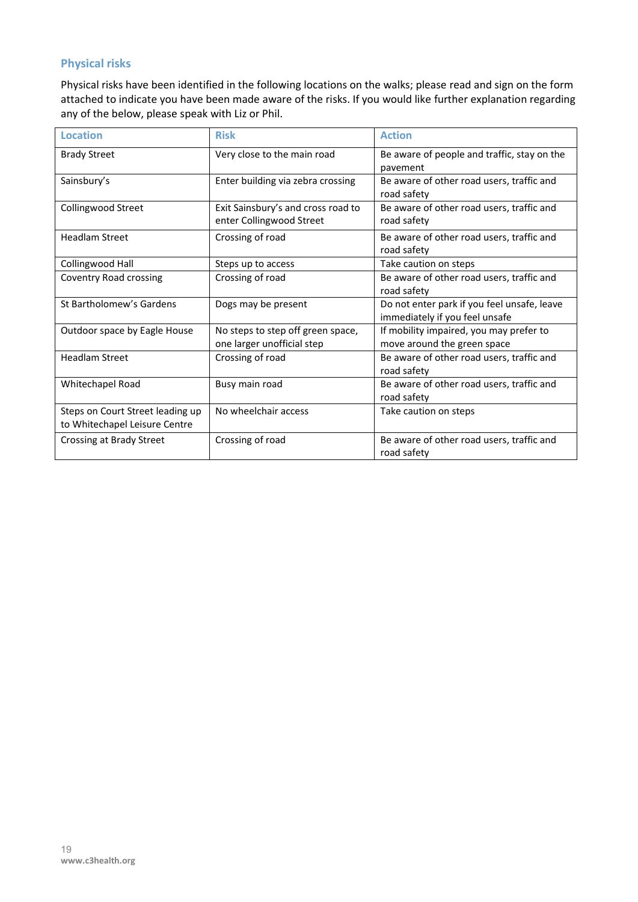### Physical risks

Physical risks have been identified in the following locations on the walks; please read and sign on the form attached to indicate you have been made aware of the risks. If you would like further explanation regarding any of the below, please speak with Liz or Phil.

| Location | Risk | Action |
|---|---|---|
| Brady Street | Very close to the main road | Be aware of people and traffic, stay on the pavement |
| Sainsbury's | Enter building via zebra crossing | Be aware of other road users, traffic and road safety |
| Collingwood Street | Exit Sainsbury's and cross road to enter Collingwood Street | Be aware of other road users, traffic and road safety |
| Headlam Street | Crossing of road | Be aware of other road users, traffic and road safety |
| Collingwood Hall | Steps up to access | Take caution on steps |
| Coventry Road crossing | Crossing of road | Be aware of other road users, traffic and road safety |
| St Bartholomew's Gardens | Dogs may be present | Do not enter park if you feel unsafe, leave immediately if you feel unsafe |
| Outdoor space by Eagle House | No steps to step off green space, one larger unofficial step | If mobility impaired, you may prefer to move around the green space |
| Headlam Street | Crossing of road | Be aware of other road users, traffic and road safety |
| Whitechapel Road | Busy main road | Be aware of other road users, traffic and road safety |
| Steps on Court Street leading up to Whitechapel Leisure Centre | No wheelchair access | Take caution on steps |
| Crossing at Brady Street | Crossing of road | Be aware of other road users, traffic and road safety |

**www.c3health.org**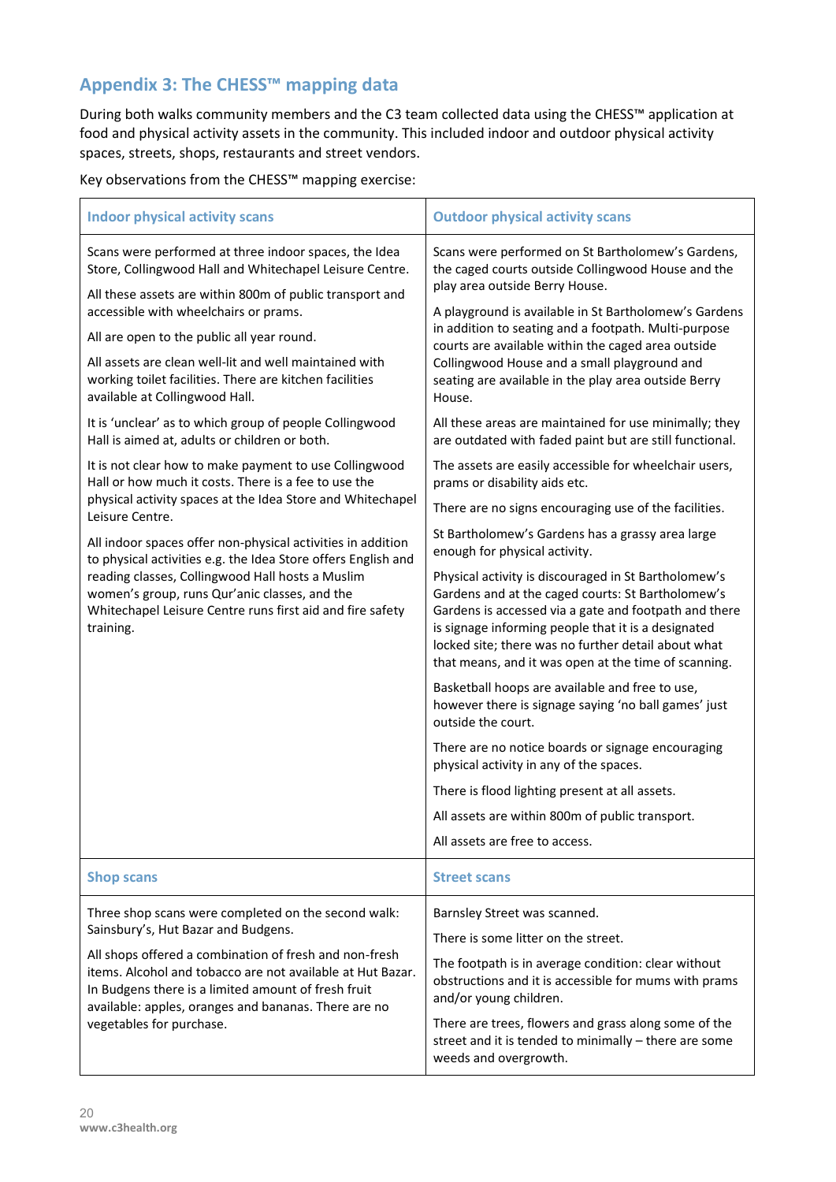## Appendix 3: The CHESS™ mapping data

During both walks community members and the C3 team collected data using the CHESS™ application at food and physical activity assets in the community. This included indoor and outdoor physical activity spaces, streets, shops, restaurants and street vendors.

Key observations from the CHESS™ mapping exercise:

| Indoor physical activity scans | Outdoor physical activity scans |
|---|---|
| Scans were performed at three indoor spaces, the Idea Store, Collingwood Hall and Whitechapel Leisure Centre.<br><br>All these assets are within 800m of public transport and accessible with wheelchairs or prams.<br><br>All are open to the public all year round.<br><br>All assets are clean well-lit and well maintained with working toilet facilities. There are kitchen facilities available at Collingwood Hall.<br><br>It is 'unclear' as to which group of people Collingwood Hall is aimed at, adults or children or both.<br><br>It is not clear how to make payment to use Collingwood Hall or how much it costs. There is a fee to use the physical activity spaces at the Idea Store and Whitechapel Leisure Centre.<br><br>All indoor spaces offer non-physical activities in addition to physical activities e.g. the Idea Store offers English and reading classes, Collingwood Hall hosts a Muslim women's group, runs Qur'anic classes, and the Whitechapel Leisure Centre runs first aid and fire safety training. | Scans were performed on St Bartholomew's Gardens, the caged courts outside Collingwood House and the play area outside Berry House.<br><br>A playground is available in St Bartholomew's Gardens in addition to seating and a footpath. Multi-purpose courts are available within the caged area outside Collingwood House and a small playground and seating are available in the play area outside Berry House.<br><br>All these areas are maintained for use minimally; they are outdated with faded paint but are still functional.<br><br>The assets are easily accessible for wheelchair users, prams or disability aids etc.<br><br>There are no signs encouraging use of the facilities.<br><br>St Bartholomew's Gardens has a grassy area large enough for physical activity.<br><br>Physical activity is discouraged in St Bartholomew's Gardens and at the caged courts: St Bartholomew's Gardens is accessed via a gate and footpath and there is signage informing people that it is a designated locked site; there was no further detail about what that means, and it was open at the time of scanning.<br><br>Basketball hoops are available and free to use, however there is signage saying 'no ball games' just outside the court.<br><br>There are no notice boards or signage encouraging physical activity in any of the spaces.<br><br>There is flood lighting present at all assets.<br><br>All assets are within 800m of public transport.<br><br>All assets are free to access. |
| **Shop scans** | **Street scans** |
| Three shop scans were completed on the second walk: Sainsbury's, Hut Bazar and Budgens.<br><br>All shops offered a combination of fresh and non-fresh items. Alcohol and tobacco are not available at Hut Bazar. In Budgens there is a limited amount of fresh fruit available: apples, oranges and bananas. There are no vegetables for purchase. | Barnsley Street was scanned.<br><br>There is some litter on the street.<br><br>The footpath is in average condition: clear without obstructions and it is accessible for mums with prams and/or young children.<br><br>There are trees, flowers and grass along some of the street and it is tended to minimally – there are some weeds and overgrowth. |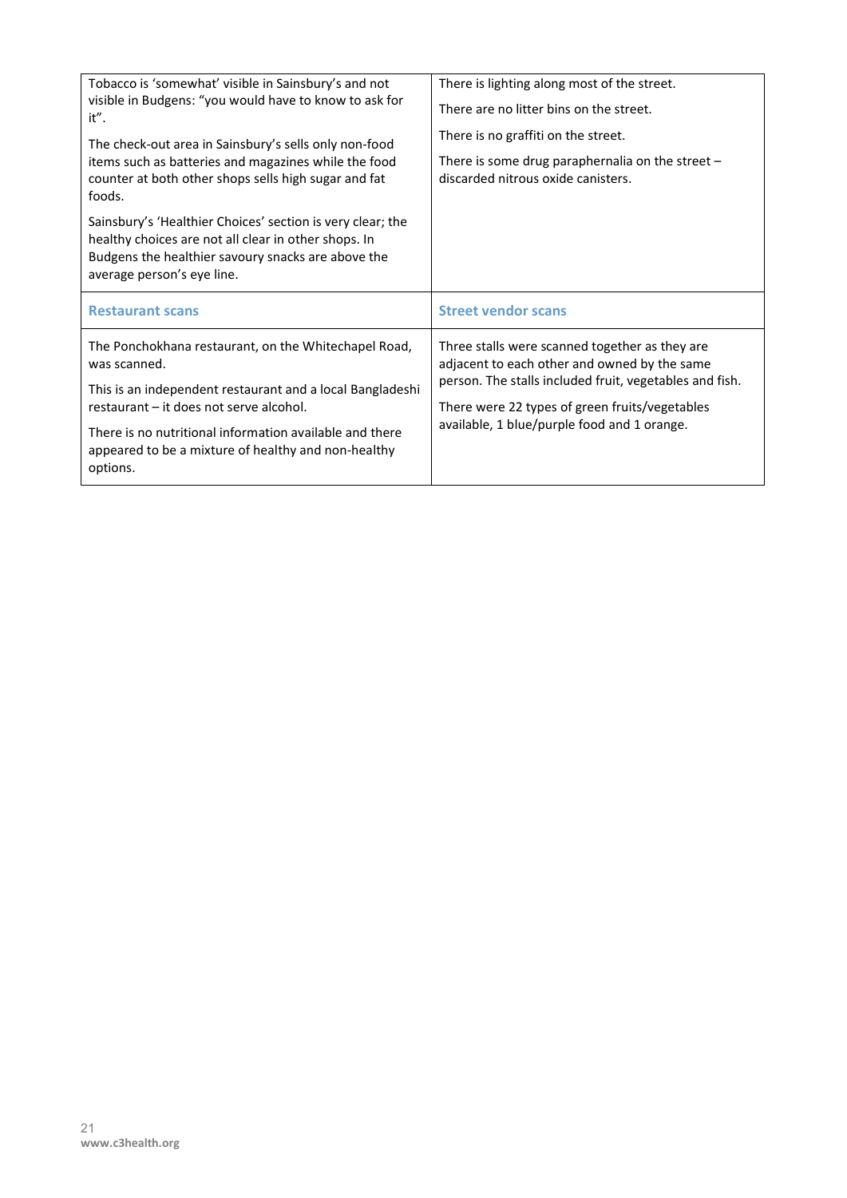| Tobacco is 'somewhat' visible in Sainsbury's and not visible in Budgens: "you would have to know to ask for it".<br><br>The check-out area in Sainsbury's sells only non-food items such as batteries and magazines while the food counter at both other shops sells high sugar and fat foods.<br><br>Sainsbury's 'Healthier Choices' section is very clear; the healthy choices are not all clear in other shops. In Budgens the healthier savoury snacks are above the average person's eye line. | There is lighting along most of the street.<br><br>There are no litter bins on the street.<br><br>There is no graffiti on the street.<br><br>There is some drug paraphernalia on the street – discarded nitrous oxide canisters. |
|---|---|
| **Restaurant scans** | **Street vendor scans** |
| The Ponchokhana restaurant, on the Whitechapel Road, was scanned.<br><br>This is an independent restaurant and a local Bangladeshi restaurant – it does not serve alcohol.<br><br>There is no nutritional information available and there appeared to be a mixture of healthy and non-healthy options. | Three stalls were scanned together as they are adjacent to each other and owned by the same person. The stalls included fruit, vegetables and fish.<br><br>There were 22 types of green fruits/vegetables available, 1 blue/purple food and 1 orange. |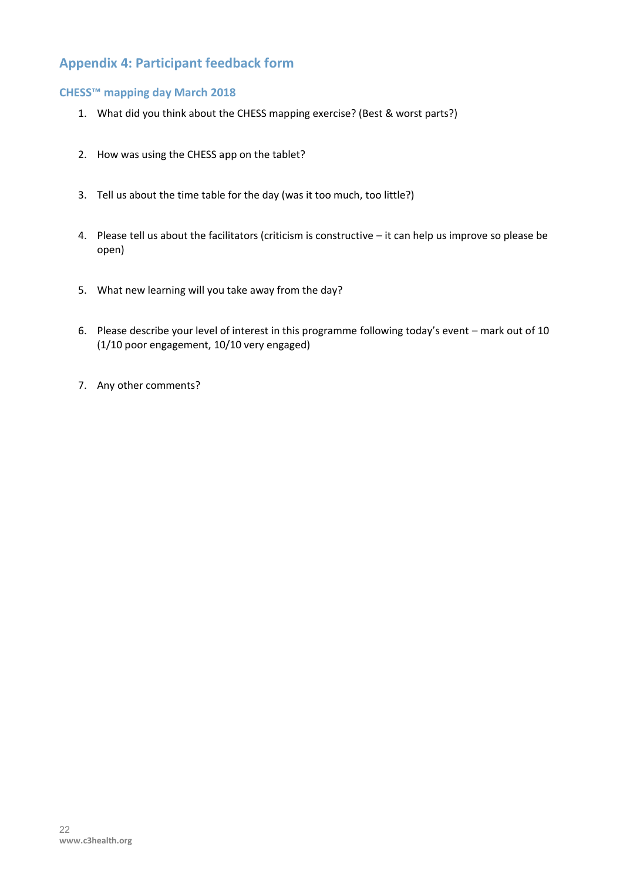## Appendix 4: Participant feedback form

### CHESS™ mapping day March 2018

1. What did you think about the CHESS mapping exercise? (Best & worst parts?)

2. How was using the CHESS app on the tablet?

3. Tell us about the time table for the day (was it too much, too little?)

4. Please tell us about the facilitators (criticism is constructive – it can help us improve so please be open)

5. What new learning will you take away from the day?

6. Please describe your level of interest in this programme following today's event – mark out of 10 (1/10 poor engagement, 10/10 very engaged)

7. Any other comments?